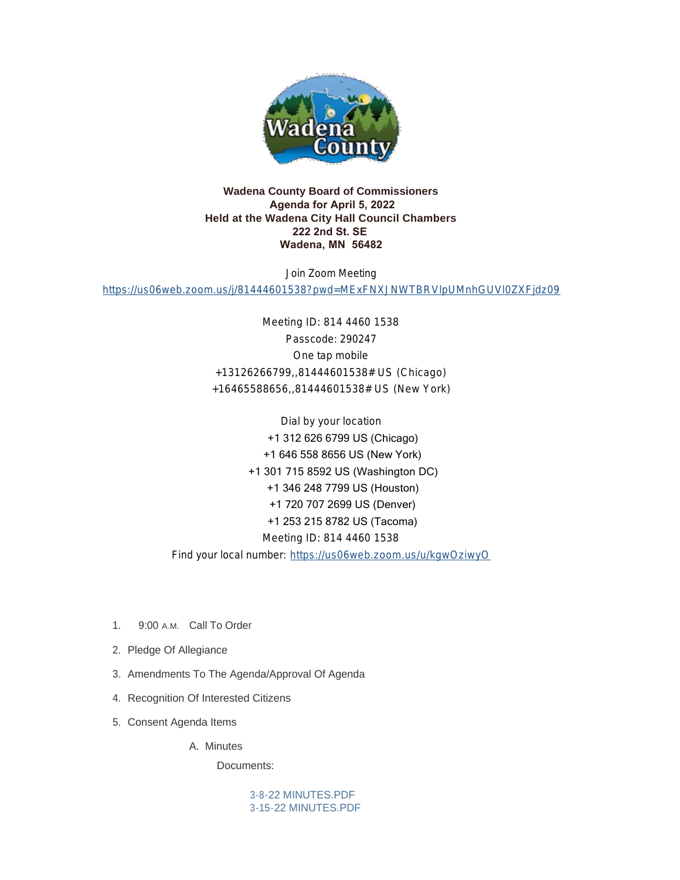**Wadena County Board of Commissioners**
**Agenda for April 5, 2022**
**Held at the Wadena City Hall Council Chambers**
**222 2nd St. SE**
**Wadena, MN 56482**

Join Zoom Meeting
https://us06web.zoom.us/j/81444601538?pwd=MExFNXJNWTBRVlpUMnhGUVl0ZXFjdz09

Meeting ID: 814 4460 1538
Passcode: 290247
One tap mobile
+13126266799,,81444601538# US (Chicago)
+16465588656,,81444601538# US (New York)

Dial by your location
+1 312 626 6799 US (Chicago)
+1 646 558 8656 US (New York)
+1 301 715 8592 US (Washington DC)
+1 346 248 7799 US (Houston)
+1 720 707 2699 US (Denver)
+1 253 215 8782 US (Tacoma)
Meeting ID: 814 4460 1538
Find your local number: https://us06web.zoom.us/u/kgwOziwyO

1. 9:00 A.M. Call To Order
2. Pledge Of Allegiance
3. Amendments To The Agenda/Approval Of Agenda
4. Recognition Of Interested Citizens
5. Consent Agenda Items
   A. Minutes

      Documents:

      3-8-22 MINUTES.PDF
      3-15-22 MINUTES.PDF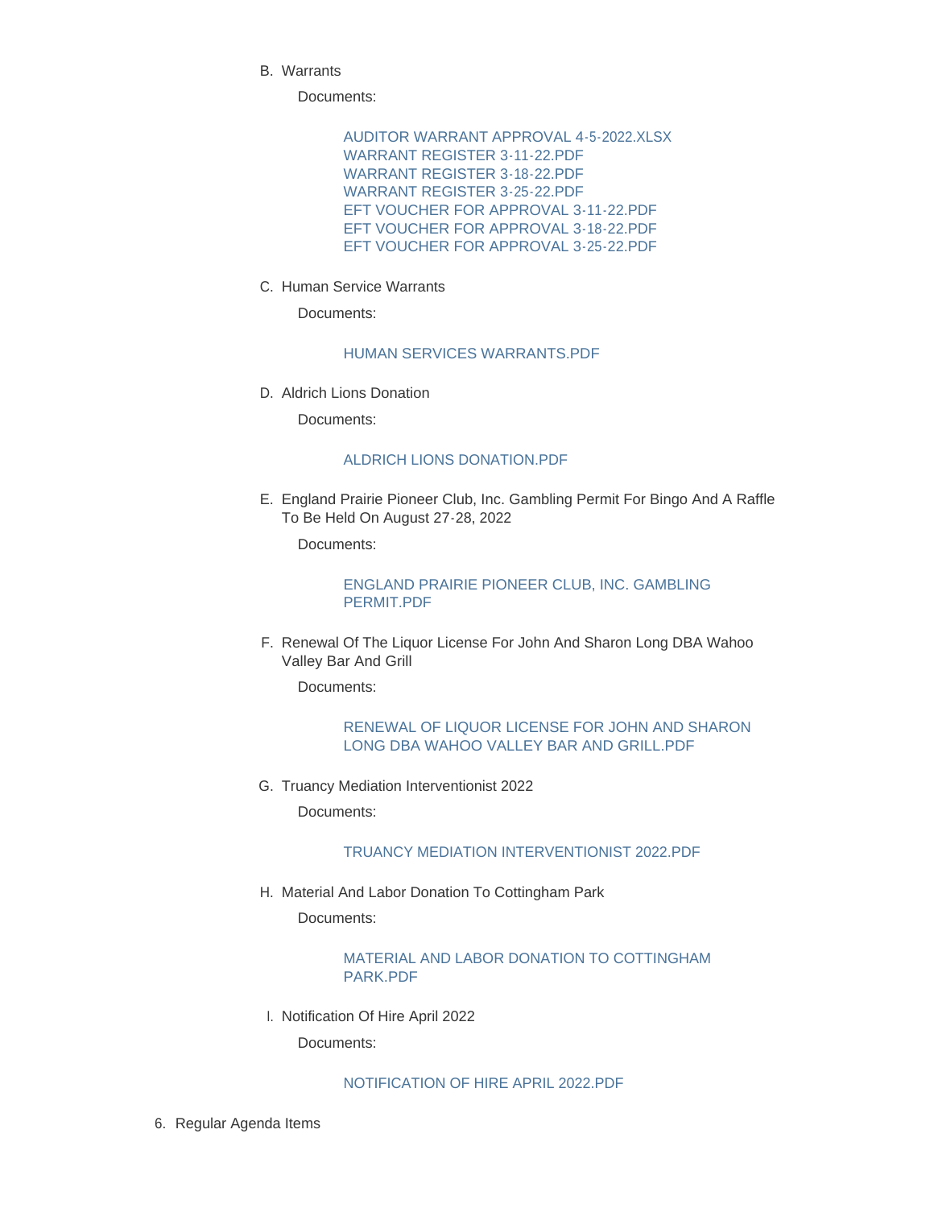B. Warrants

   Documents:

      AUDITOR WARRANT APPROVAL 4-5-2022.XLSX
      WARRANT REGISTER 3-11-22.PDF
      WARRANT REGISTER 3-18-22.PDF
      WARRANT REGISTER 3-25-22.PDF
      EFT VOUCHER FOR APPROVAL 3-11-22.PDF
      EFT VOUCHER FOR APPROVAL 3-18-22.PDF
      EFT VOUCHER FOR APPROVAL 3-25-22.PDF

C. Human Service Warrants

   Documents:

      HUMAN SERVICES WARRANTS.PDF

D. Aldrich Lions Donation

   Documents:

      ALDRICH LIONS DONATION.PDF

E. England Prairie Pioneer Club, Inc. Gambling Permit For Bingo And A Raffle To Be Held On August 27-28, 2022

   Documents:

      ENGLAND PRAIRIE PIONEER CLUB, INC. GAMBLING PERMIT.PDF

F. Renewal Of The Liquor License For John And Sharon Long DBA Wahoo Valley Bar And Grill

   Documents:

      RENEWAL OF LIQUOR LICENSE FOR JOHN AND SHARON LONG DBA WAHOO VALLEY BAR AND GRILL.PDF

G. Truancy Mediation Interventionist 2022

   Documents:

      TRUANCY MEDIATION INTERVENTIONIST 2022.PDF

H. Material And Labor Donation To Cottingham Park

   Documents:

      MATERIAL AND LABOR DONATION TO COTTINGHAM PARK.PDF

I. Notification Of Hire April 2022

   Documents:

      NOTIFICATION OF HIRE APRIL 2022.PDF

6. Regular Agenda Items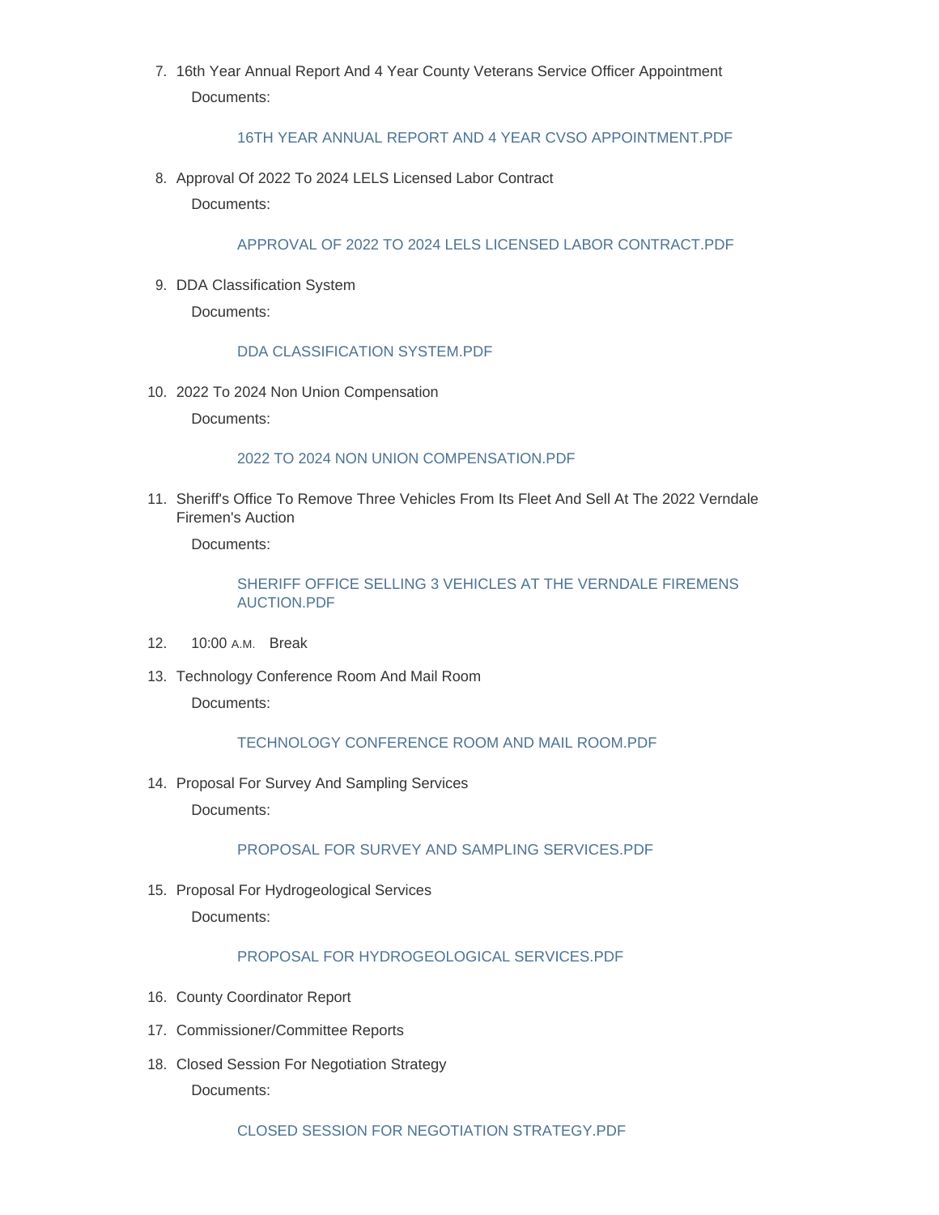7. 16th Year Annual Report And 4 Year County Veterans Service Officer Appointment

   Documents:

   16TH YEAR ANNUAL REPORT AND 4 YEAR CVSO APPOINTMENT.PDF

8. Approval Of 2022 To 2024 LELS Licensed Labor Contract

   Documents:

   APPROVAL OF 2022 TO 2024 LELS LICENSED LABOR CONTRACT.PDF

9. DDA Classification System

   Documents:

   DDA CLASSIFICATION SYSTEM.PDF

10. 2022 To 2024 Non Union Compensation

    Documents:

    2022 TO 2024 NON UNION COMPENSATION.PDF

11. Sheriff's Office To Remove Three Vehicles From Its Fleet And Sell At The 2022 Verndale Firemen's Auction

    Documents:

    SHERIFF OFFICE SELLING 3 VEHICLES AT THE VERNDALE FIREMENS AUCTION.PDF

12. 10:00 A.M. Break

13. Technology Conference Room And Mail Room

    Documents:

    TECHNOLOGY CONFERENCE ROOM AND MAIL ROOM.PDF

14. Proposal For Survey And Sampling Services

    Documents:

    PROPOSAL FOR SURVEY AND SAMPLING SERVICES.PDF

15. Proposal For Hydrogeological Services

    Documents:

    PROPOSAL FOR HYDROGEOLOGICAL SERVICES.PDF

16. County Coordinator Report

17. Commissioner/Committee Reports

18. Closed Session For Negotiation Strategy

    Documents:

    CLOSED SESSION FOR NEGOTIATION STRATEGY.PDF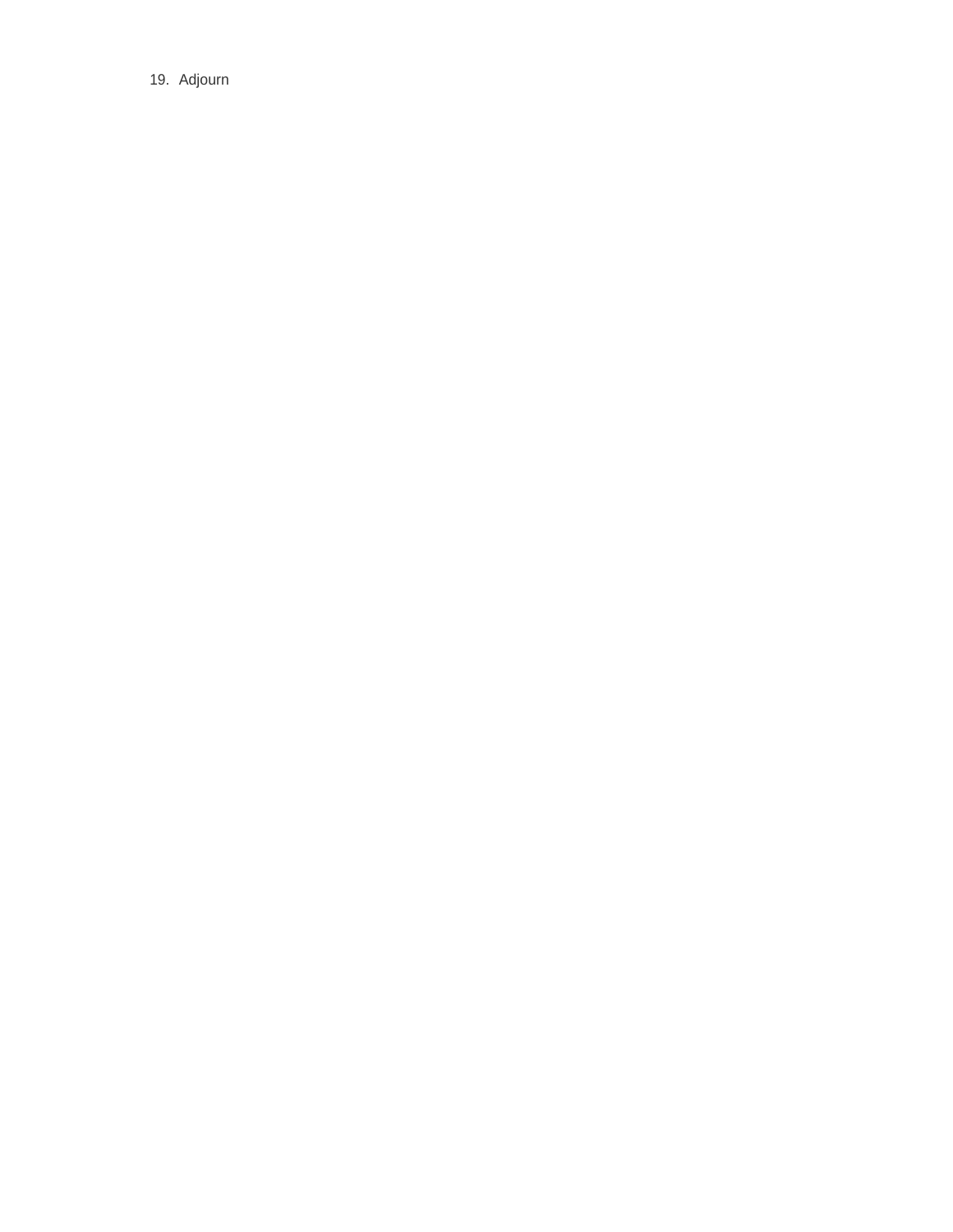19. Adjourn